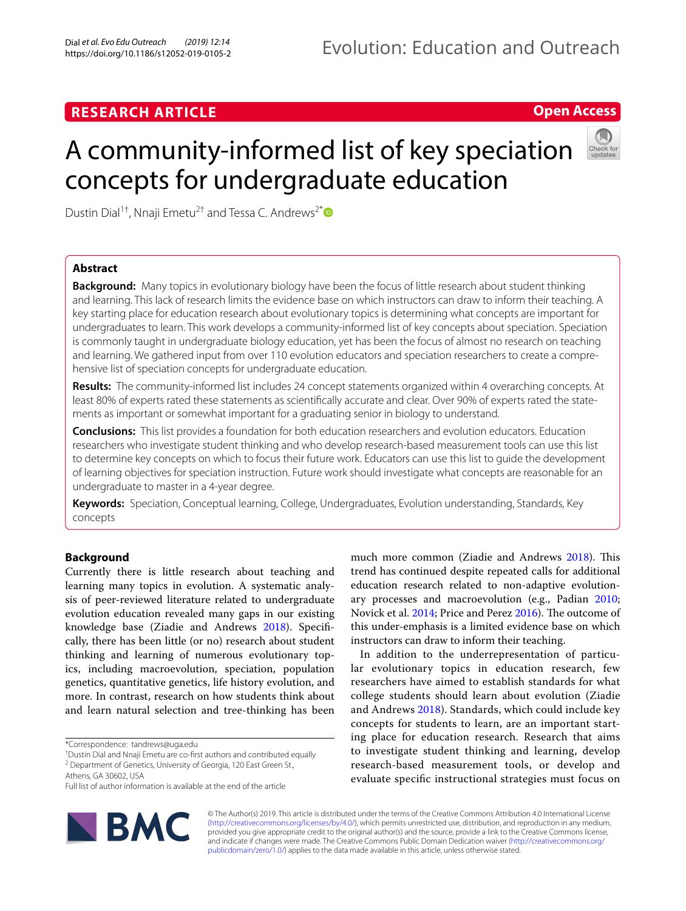RESEARCH ARTICLE

Open Access

# A community-informed list of key speciation concepts for undergraduate education

Dustin Dial[1†], Nnaji Emetu[2†] and Tessa C. Andrews[2*]

## Abstract

**Background:** Many topics in evolutionary biology have been the focus of little research about student thinking and learning. This lack of research limits the evidence base on which instructors can draw to inform their teaching. A key starting place for education research about evolutionary topics is determining what concepts are important for undergraduates to learn. This work develops a community-informed list of key concepts about speciation. Speciation is commonly taught in undergraduate biology education, yet has been the focus of almost no research on teaching and learning. We gathered input from over 110 evolution educators and speciation researchers to create a comprehensive list of speciation concepts for undergraduate education.

**Results:** The community-informed list includes 24 concept statements organized within 4 overarching concepts. At least 80% of experts rated these statements as scientifically accurate and clear. Over 90% of experts rated the statements as important or somewhat important for a graduating senior in biology to understand.

**Conclusions:** This list provides a foundation for both education researchers and evolution educators. Education researchers who investigate student thinking and who develop research-based measurement tools can use this list to determine key concepts on which to focus their future work. Educators can use this list to guide the development of learning objectives for speciation instruction. Future work should investigate what concepts are reasonable for an undergraduate to master in a 4-year degree.

**Keywords:** Speciation, Conceptual learning, College, Undergraduates, Evolution understanding, Standards, Key concepts

## Background

Currently there is little research about teaching and learning many topics in evolution. A systematic analysis of peer-reviewed literature related to undergraduate evolution education revealed many gaps in our existing knowledge base (Ziadie and Andrews 2018). Specifically, there has been little (or no) research about student thinking and learning of numerous evolutionary topics, including macroevolution, speciation, population genetics, quantitative genetics, life history evolution, and more. In contrast, research on how students think about and learn natural selection and tree-thinking has been much more common (Ziadie and Andrews 2018). This trend has continued despite repeated calls for additional education research related to non-adaptive evolutionary processes and macroevolution (e.g., Padian 2010; Novick et al. 2014; Price and Perez 2016). The outcome of this under-emphasis is a limited evidence base on which instructors can draw to inform their teaching.

In addition to the underrepresentation of particular evolutionary topics in education research, few researchers have aimed to establish standards for what college students should learn about evolution (Ziadie and Andrews 2018). Standards, which could include key concepts for students to learn, are an important starting place for education research. Research that aims to investigate student thinking and learning, develop research-based measurement tools, or develop and evaluate specific instructional strategies must focus on

*Correspondence: tandrews@uga.edu

†Dustin Dial and Nnaji Emetu are co-first authors and contributed equally

[2] Department of Genetics, University of Georgia, 120 East Green St., Athens, GA 30602, USA

Full list of author information is available at the end of the article

© The Author(s) 2019. This article is distributed under the terms of the Creative Commons Attribution 4.0 International License (http://creativecommons.org/licenses/by/4.0/), which permits unrestricted use, distribution, and reproduction in any medium, provided you give appropriate credit to the original author(s) and the source, provide a link to the Creative Commons license, and indicate if changes were made. The Creative Commons Public Domain Dedication waiver (http://creativecommons.org/publicdomain/zero/1.0/) applies to the data made available in this article, unless otherwise stated.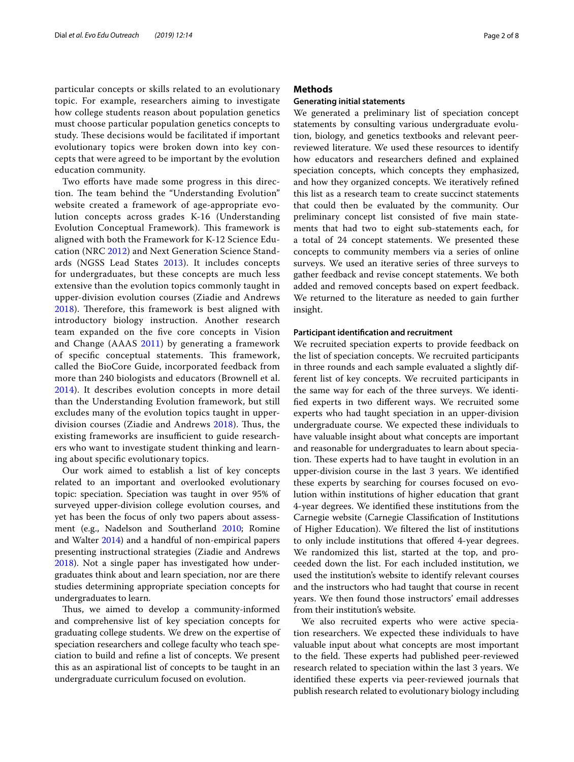particular concepts or skills related to an evolutionary topic. For example, researchers aiming to investigate how college students reason about population genetics must choose particular population genetics concepts to study. These decisions would be facilitated if important evolutionary topics were broken down into key concepts that were agreed to be important by the evolution education community.

Two efforts have made some progress in this direction. The team behind the "Understanding Evolution" website created a framework of age-appropriate evolution concepts across grades K-16 (Understanding Evolution Conceptual Framework). This framework is aligned with both the Framework for K-12 Science Education (NRC 2012) and Next Generation Science Standards (NGSS Lead States 2013). It includes concepts for undergraduates, but these concepts are much less extensive than the evolution topics commonly taught in upper-division evolution courses (Ziadie and Andrews 2018). Therefore, this framework is best aligned with introductory biology instruction. Another research team expanded on the five core concepts in Vision and Change (AAAS 2011) by generating a framework of specific conceptual statements. This framework, called the BioCore Guide, incorporated feedback from more than 240 biologists and educators (Brownell et al. 2014). It describes evolution concepts in more detail than the Understanding Evolution framework, but still excludes many of the evolution topics taught in upper-division courses (Ziadie and Andrews 2018). Thus, the existing frameworks are insufficient to guide researchers who want to investigate student thinking and learning about specific evolutionary topics.

Our work aimed to establish a list of key concepts related to an important and overlooked evolutionary topic: speciation. Speciation was taught in over 95% of surveyed upper-division college evolution courses, and yet has been the focus of only two papers about assessment (e.g., Nadelson and Southerland 2010; Romine and Walter 2014) and a handful of non-empirical papers presenting instructional strategies (Ziadie and Andrews 2018). Not a single paper has investigated how undergraduates think about and learn speciation, nor are there studies determining appropriate speciation concepts for undergraduates to learn.

Thus, we aimed to develop a community-informed and comprehensive list of key speciation concepts for graduating college students. We drew on the expertise of speciation researchers and college faculty who teach speciation to build and refine a list of concepts. We present this as an aspirational list of concepts to be taught in an undergraduate curriculum focused on evolution.

## Methods

### Generating initial statements

We generated a preliminary list of speciation concept statements by consulting various undergraduate evolution, biology, and genetics textbooks and relevant peer-reviewed literature. We used these resources to identify how educators and researchers defined and explained speciation concepts, which concepts they emphasized, and how they organized concepts. We iteratively refined this list as a research team to create succinct statements that could then be evaluated by the community. Our preliminary concept list consisted of five main statements that had two to eight sub-statements each, for a total of 24 concept statements. We presented these concepts to community members via a series of online surveys. We used an iterative series of three surveys to gather feedback and revise concept statements. We both added and removed concepts based on expert feedback. We returned to the literature as needed to gain further insight.

### Participant identification and recruitment

We recruited speciation experts to provide feedback on the list of speciation concepts. We recruited participants in three rounds and each sample evaluated a slightly different list of key concepts. We recruited participants in the same way for each of the three surveys. We identified experts in two different ways. We recruited some experts who had taught speciation in an upper-division undergraduate course. We expected these individuals to have valuable insight about what concepts are important and reasonable for undergraduates to learn about speciation. These experts had to have taught in evolution in an upper-division course in the last 3 years. We identified these experts by searching for courses focused on evolution within institutions of higher education that grant 4-year degrees. We identified these institutions from the Carnegie website (Carnegie Classification of Institutions of Higher Education). We filtered the list of institutions to only include institutions that offered 4-year degrees. We randomized this list, started at the top, and proceeded down the list. For each included institution, we used the institution's website to identify relevant courses and the instructors who had taught that course in recent years. We then found those instructors' email addresses from their institution's website.

We also recruited experts who were active speciation researchers. We expected these individuals to have valuable input about what concepts are most important to the field. These experts had published peer-reviewed research related to speciation within the last 3 years. We identified these experts via peer-reviewed journals that publish research related to evolutionary biology including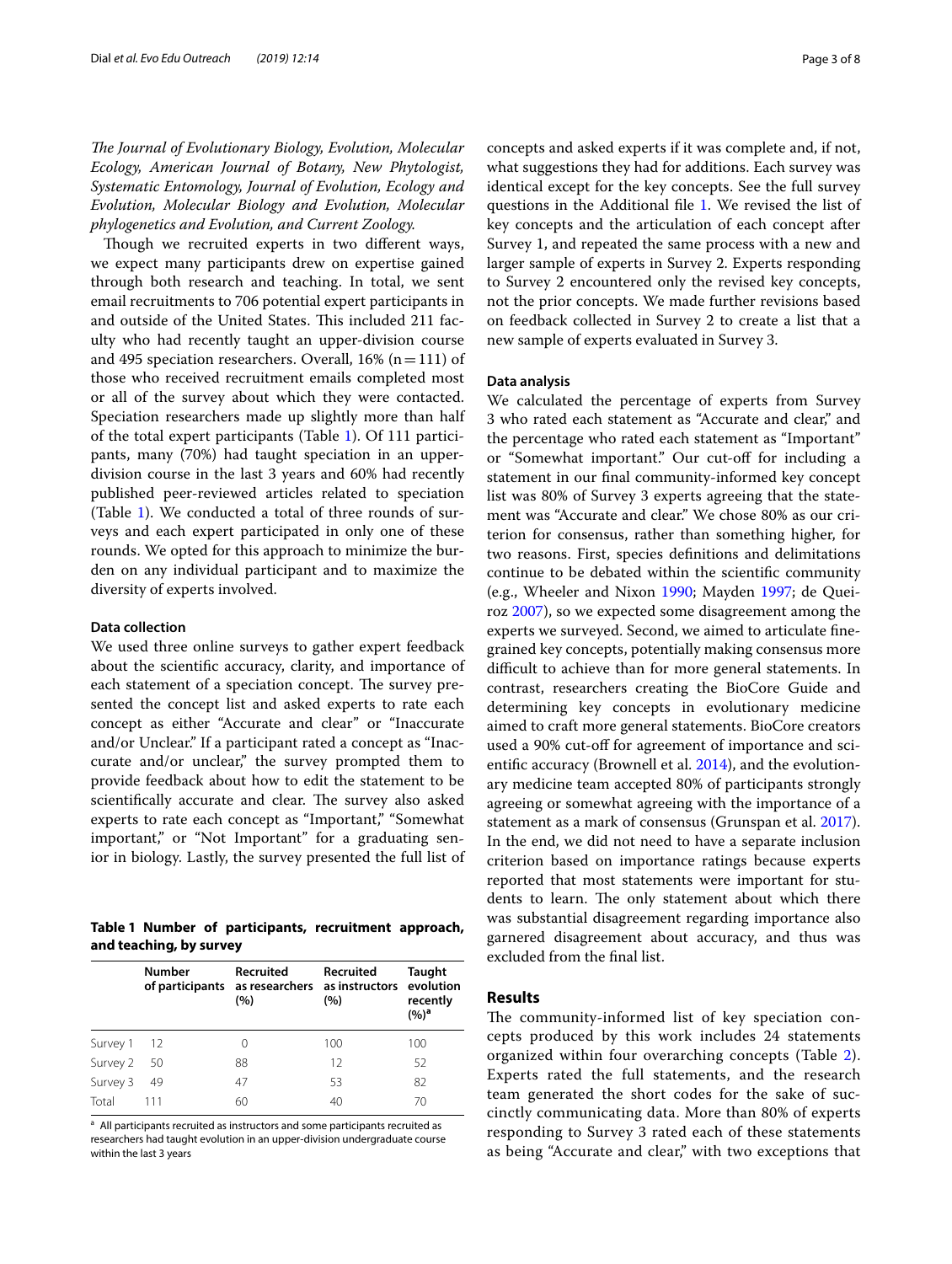*The Journal of Evolutionary Biology, Evolution, Molecular Ecology, American Journal of Botany, New Phytologist, Systematic Entomology, Journal of Evolution, Ecology and Evolution, Molecular Biology and Evolution, Molecular phylogenetics and Evolution, and Current Zoology.*

Though we recruited experts in two different ways, we expect many participants drew on expertise gained through both research and teaching. In total, we sent email recruitments to 706 potential expert participants in and outside of the United States. This included 211 faculty who had recently taught an upper-division course and 495 speciation researchers. Overall, 16% (n = 111) of those who received recruitment emails completed most or all of the survey about which they were contacted. Speciation researchers made up slightly more than half of the total expert participants (Table 1). Of 111 participants, many (70%) had taught speciation in an upper-division course in the last 3 years and 60% had recently published peer-reviewed articles related to speciation (Table 1). We conducted a total of three rounds of surveys and each expert participated in only one of these rounds. We opted for this approach to minimize the burden on any individual participant and to maximize the diversity of experts involved.

### Data collection

We used three online surveys to gather expert feedback about the scientific accuracy, clarity, and importance of each statement of a speciation concept. The survey presented the concept list and asked experts to rate each concept as either "Accurate and clear" or "Inaccurate and/or Unclear." If a participant rated a concept as "Inaccurate and/or unclear," the survey prompted them to provide feedback about how to edit the statement to be scientifically accurate and clear. The survey also asked experts to rate each concept as "Important," "Somewhat important," or "Not Important" for a graduating senior in biology. Lastly, the survey presented the full list of concepts and asked experts if it was complete and, if not, what suggestions they had for additions. Each survey was identical except for the key concepts. See the full survey questions in the Additional file 1. We revised the list of key concepts and the articulation of each concept after Survey 1, and repeated the same process with a new and larger sample of experts in Survey 2. Experts responding to Survey 2 encountered only the revised key concepts, not the prior concepts. We made further revisions based on feedback collected in Survey 2 to create a list that a new sample of experts evaluated in Survey 3.

**Table 1 Number of participants, recruitment approach, and teaching, by survey**

| | Number of participants | Recruited as researchers (%) | Recruited as instructors (%) | Taught evolution recently (%)[a] |
|---|---|---|---|---|
| Survey 1 | 12 | 0 | 100 | 100 |
| Survey 2 | 50 | 88 | 12 | 52 |
| Survey 3 | 49 | 47 | 53 | 82 |
| Total | 111 | 60 | 40 | 70 |

[a] All participants recruited as instructors and some participants recruited as researchers had taught evolution in an upper-division undergraduate course within the last 3 years

### Data analysis

We calculated the percentage of experts from Survey 3 who rated each statement as "Accurate and clear," and the percentage who rated each statement as "Important" or "Somewhat important." Our cut-off for including a statement in our final community-informed key concept list was 80% of Survey 3 experts agreeing that the statement was "Accurate and clear." We chose 80% as our criterion for consensus, rather than something higher, for two reasons. First, species definitions and delimitations continue to be debated within the scientific community (e.g., Wheeler and Nixon 1990; Mayden 1997; de Queiroz 2007), so we expected some disagreement among the experts we surveyed. Second, we aimed to articulate fine-grained key concepts, potentially making consensus more difficult to achieve than for more general statements. In contrast, researchers creating the BioCore Guide and determining key concepts in evolutionary medicine aimed to craft more general statements. BioCore creators used a 90% cut-off for agreement of importance and scientific accuracy (Brownell et al. 2014), and the evolutionary medicine team accepted 80% of participants strongly agreeing or somewhat agreeing with the importance of a statement as a mark of consensus (Grunspan et al. 2017). In the end, we did not need to have a separate inclusion criterion based on importance ratings because experts reported that most statements were important for students to learn. The only statement about which there was substantial disagreement regarding importance also garnered disagreement about accuracy, and thus was excluded from the final list.

## Results

The community-informed list of key speciation concepts produced by this work includes 24 statements organized within four overarching concepts (Table 2). Experts rated the full statements, and the research team generated the short codes for the sake of succinctly communicating data. More than 80% of experts responding to Survey 3 rated each of these statements as being "Accurate and clear," with two exceptions that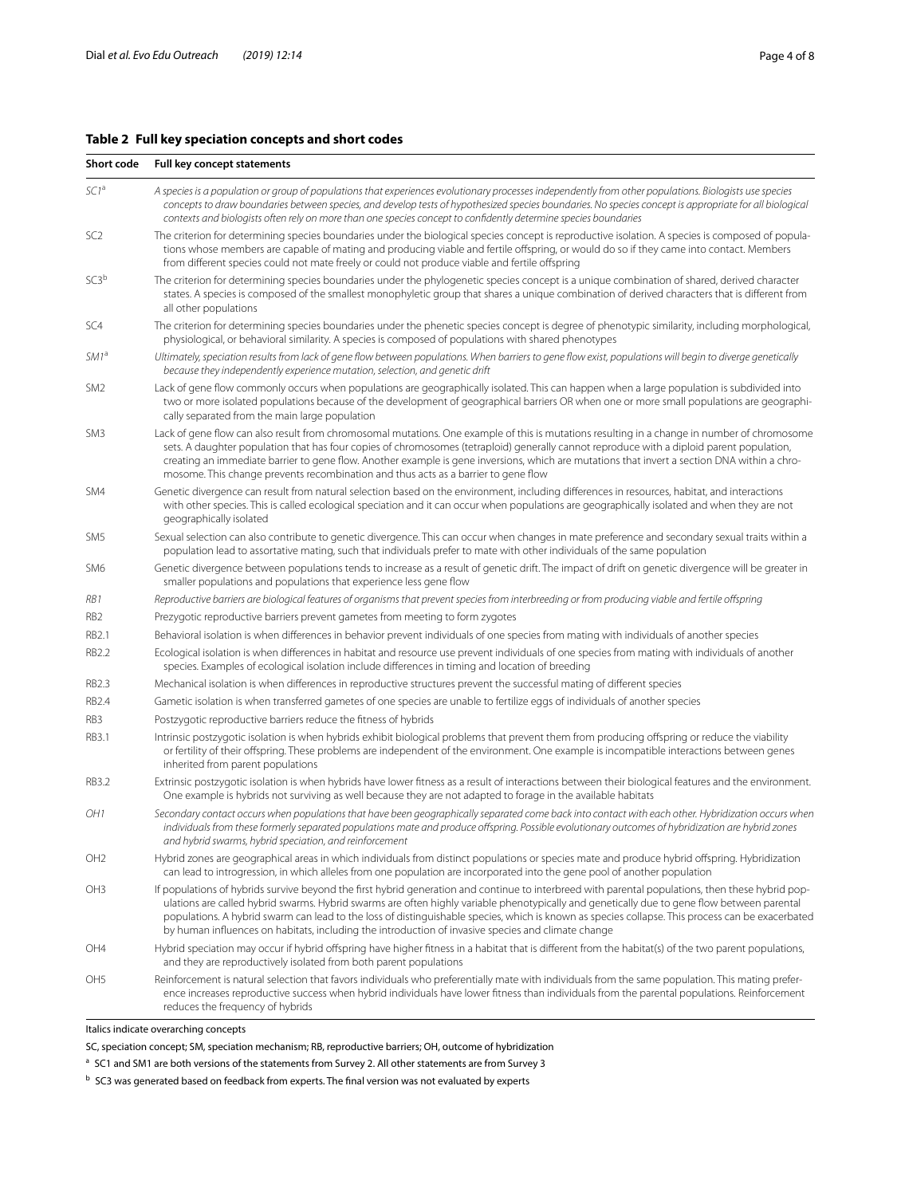**Table 2 Full key speciation concepts and short codes**

| Short code | Full key concept statements |
|---|---|
| *SC1*[a] | *A species is a population or group of populations that experiences evolutionary processes independently from other populations. Biologists use species concepts to draw boundaries between species, and develop tests of hypothesized species boundaries. No species concept is appropriate for all biological contexts and biologists often rely on more than one species concept to confidently determine species boundaries* |
| SC2 | The criterion for determining species boundaries under the biological species concept is reproductive isolation. A species is composed of populations whose members are capable of mating and producing viable and fertile offspring, or would do so if they came into contact. Members from different species could not mate freely or could not produce viable and fertile offspring |
| SC3[b] | The criterion for determining species boundaries under the phylogenetic species concept is a unique combination of shared, derived character states. A species is composed of the smallest monophyletic group that shares a unique combination of derived characters that is different from all other populations |
| SC4 | The criterion for determining species boundaries under the phenetic species concept is degree of phenotypic similarity, including morphological, physiological, or behavioral similarity. A species is composed of populations with shared phenotypes |
| *SM1*[a] | *Ultimately, speciation results from lack of gene flow between populations. When barriers to gene flow exist, populations will begin to diverge genetically because they independently experience mutation, selection, and genetic drift* |
| SM2 | Lack of gene flow commonly occurs when populations are geographically isolated. This can happen when a large population is subdivided into two or more isolated populations because of the development of geographical barriers OR when one or more small populations are geographically separated from the main large population |
| SM3 | Lack of gene flow can also result from chromosomal mutations. One example of this is mutations resulting in a change in number of chromosome sets. A daughter population that has four copies of chromosomes (tetraploid) generally cannot reproduce with a diploid parent population, creating an immediate barrier to gene flow. Another example is gene inversions, which are mutations that invert a section DNA within a chromosome. This change prevents recombination and thus acts as a barrier to gene flow |
| SM4 | Genetic divergence can result from natural selection based on the environment, including differences in resources, habitat, and interactions with other species. This is called ecological speciation and it can occur when populations are geographically isolated and when they are not geographically isolated |
| SM5 | Sexual selection can also contribute to genetic divergence. This can occur when changes in mate preference and secondary sexual traits within a population lead to assortative mating, such that individuals prefer to mate with other individuals of the same population |
| SM6 | Genetic divergence between populations tends to increase as a result of genetic drift. The impact of drift on genetic divergence will be greater in smaller populations and populations that experience less gene flow |
| *RB1* | *Reproductive barriers are biological features of organisms that prevent species from interbreeding or from producing viable and fertile offspring* |
| RB2 | Prezygotic reproductive barriers prevent gametes from meeting to form zygotes |
| RB2.1 | Behavioral isolation is when differences in behavior prevent individuals of one species from mating with individuals of another species |
| RB2.2 | Ecological isolation is when differences in habitat and resource use prevent individuals of one species from mating with individuals of another species. Examples of ecological isolation include differences in timing and location of breeding |
| RB2.3 | Mechanical isolation is when differences in reproductive structures prevent the successful mating of different species |
| RB2.4 | Gametic isolation is when transferred gametes of one species are unable to fertilize eggs of individuals of another species |
| RB3 | Postzygotic reproductive barriers reduce the fitness of hybrids |
| RB3.1 | Intrinsic postzygotic isolation is when hybrids exhibit biological problems that prevent them from producing offspring or reduce the viability or fertility of their offspring. These problems are independent of the environment. One example is incompatible interactions between genes inherited from parent populations |
| RB3.2 | Extrinsic postzygotic isolation is when hybrids have lower fitness as a result of interactions between their biological features and the environment. One example is hybrids not surviving as well because they are not adapted to forage in the available habitats |
| *OH1* | *Secondary contact occurs when populations that have been geographically separated come back into contact with each other. Hybridization occurs when individuals from these formerly separated populations mate and produce offspring. Possible evolutionary outcomes of hybridization are hybrid zones and hybrid swarms, hybrid speciation, and reinforcement* |
| OH2 | Hybrid zones are geographical areas in which individuals from distinct populations or species mate and produce hybrid offspring. Hybridization can lead to introgression, in which alleles from one population are incorporated into the gene pool of another population |
| OH3 | If populations of hybrids survive beyond the first hybrid generation and continue to interbreed with parental populations, then these hybrid populations are called hybrid swarms. Hybrid swarms are often highly variable phenotypically and genetically due to gene flow between parental populations. A hybrid swarm can lead to the loss of distinguishable species, which is known as species collapse. This process can be exacerbated by human influences on habitats, including the introduction of invasive species and climate change |
| OH4 | Hybrid speciation may occur if hybrid offspring have higher fitness in a habitat that is different from the habitat(s) of the two parent populations, and they are reproductively isolated from both parent populations |
| OH5 | Reinforcement is natural selection that favors individuals who preferentially mate with individuals from the same population. This mating preference increases reproductive success when hybrid individuals have lower fitness than individuals from the parental populations. Reinforcement reduces the frequency of hybrids |

Italics indicate overarching concepts

SC, speciation concept; SM, speciation mechanism; RB, reproductive barriers; OH, outcome of hybridization

[a] SC1 and SM1 are both versions of the statements from Survey 2. All other statements are from Survey 3

[b] SC3 was generated based on feedback from experts. The final version was not evaluated by experts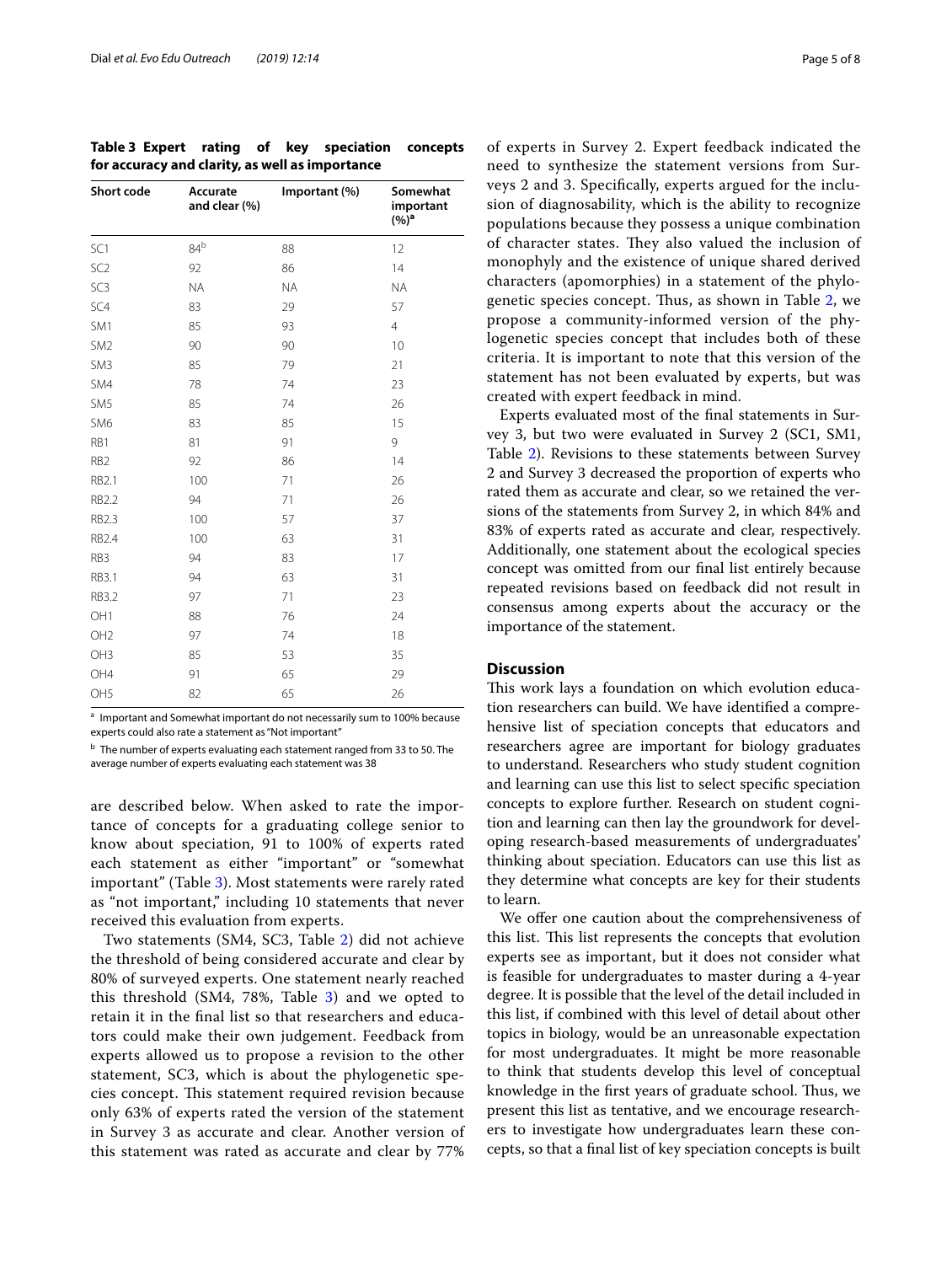**Table 3 Expert rating of key speciation concepts for accuracy and clarity, as well as importance**

| Short code | Accurate and clear (%) | Important (%) | Somewhat important (%)[a] |
|---|---|---|---|
| SC1 | 84[b] | 88 | 12 |
| SC2 | 92 | 86 | 14 |
| SC3 | NA | NA | NA |
| SC4 | 83 | 29 | 57 |
| SM1 | 85 | 93 | 4 |
| SM2 | 90 | 90 | 10 |
| SM3 | 85 | 79 | 21 |
| SM4 | 78 | 74 | 23 |
| SM5 | 85 | 74 | 26 |
| SM6 | 83 | 85 | 15 |
| RB1 | 81 | 91 | 9 |
| RB2 | 92 | 86 | 14 |
| RB2.1 | 100 | 71 | 26 |
| RB2.2 | 94 | 71 | 26 |
| RB2.3 | 100 | 57 | 37 |
| RB2.4 | 100 | 63 | 31 |
| RB3 | 94 | 83 | 17 |
| RB3.1 | 94 | 63 | 31 |
| RB3.2 | 97 | 71 | 23 |
| OH1 | 88 | 76 | 24 |
| OH2 | 97 | 74 | 18 |
| OH3 | 85 | 53 | 35 |
| OH4 | 91 | 65 | 29 |
| OH5 | 82 | 65 | 26 |

[a] Important and Somewhat important do not necessarily sum to 100% because experts could also rate a statement as "Not important"

[b] The number of experts evaluating each statement ranged from 33 to 50. The average number of experts evaluating each statement was 38

are described below. When asked to rate the importance of concepts for a graduating college senior to know about speciation, 91 to 100% of experts rated each statement as either "important" or "somewhat important" (Table 3). Most statements were rarely rated as "not important," including 10 statements that never received this evaluation from experts.

Two statements (SM4, SC3, Table 2) did not achieve the threshold of being considered accurate and clear by 80% of surveyed experts. One statement nearly reached this threshold (SM4, 78%, Table 3) and we opted to retain it in the final list so that researchers and educators could make their own judgement. Feedback from experts allowed us to propose a revision to the other statement, SC3, which is about the phylogenetic species concept. This statement required revision because only 63% of experts rated the version of the statement in Survey 3 as accurate and clear. Another version of this statement was rated as accurate and clear by 77% of experts in Survey 2. Expert feedback indicated the need to synthesize the statement versions from Surveys 2 and 3. Specifically, experts argued for the inclusion of diagnosability, which is the ability to recognize populations because they possess a unique combination of character states. They also valued the inclusion of monophyly and the existence of unique shared derived characters (apomorphies) in a statement of the phylogenetic species concept. Thus, as shown in Table 2, we propose a community-informed version of the phylogenetic species concept that includes both of these criteria. It is important to note that this version of the statement has not been evaluated by experts, but was created with expert feedback in mind.

Experts evaluated most of the final statements in Survey 3, but two were evaluated in Survey 2 (SC1, SM1, Table 2). Revisions to these statements between Survey 2 and Survey 3 decreased the proportion of experts who rated them as accurate and clear, so we retained the versions of the statements from Survey 2, in which 84% and 83% of experts rated as accurate and clear, respectively. Additionally, one statement about the ecological species concept was omitted from our final list entirely because repeated revisions based on feedback did not result in consensus among experts about the accuracy or the importance of the statement.

## Discussion

This work lays a foundation on which evolution education researchers can build. We have identified a comprehensive list of speciation concepts that educators and researchers agree are important for biology graduates to understand. Researchers who study student cognition and learning can use this list to select specific speciation concepts to explore further. Research on student cognition and learning can then lay the groundwork for developing research-based measurements of undergraduates' thinking about speciation. Educators can use this list as they determine what concepts are key for their students to learn.

We offer one caution about the comprehensiveness of this list. This list represents the concepts that evolution experts see as important, but it does not consider what is feasible for undergraduates to master during a 4-year degree. It is possible that the level of the detail included in this list, if combined with this level of detail about other topics in biology, would be an unreasonable expectation for most undergraduates. It might be more reasonable to think that students develop this level of conceptual knowledge in the first years of graduate school. Thus, we present this list as tentative, and we encourage researchers to investigate how undergraduates learn these concepts, so that a final list of key speciation concepts is built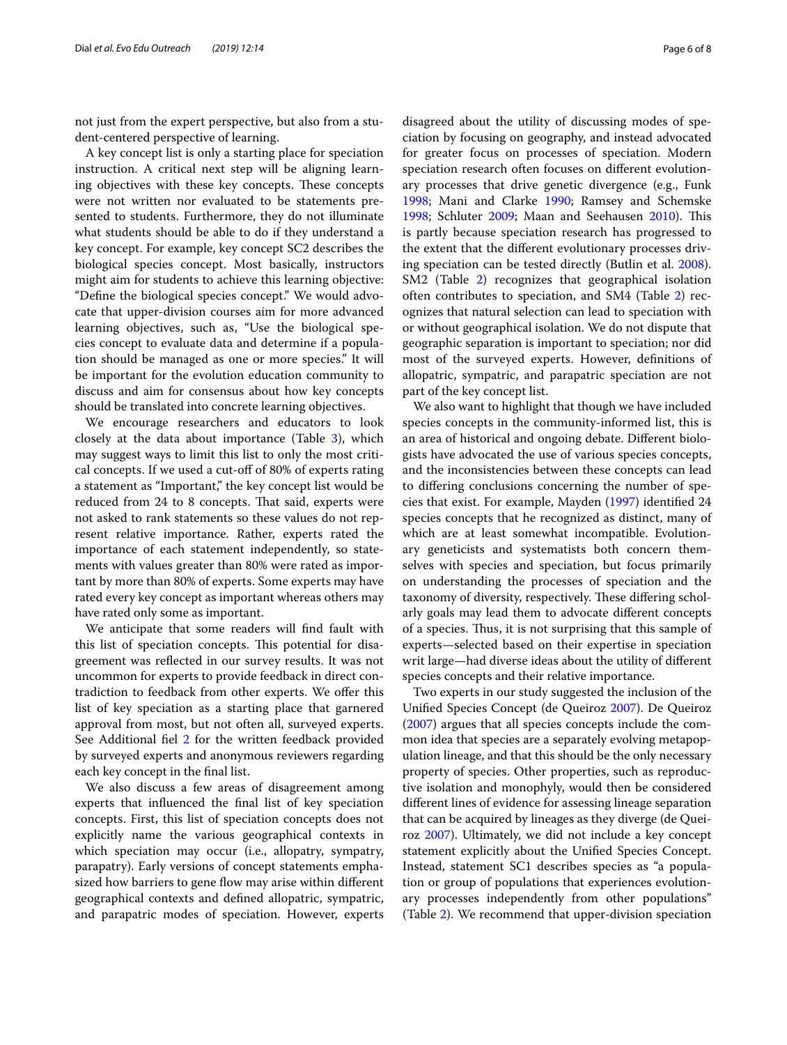not just from the expert perspective, but also from a student-centered perspective of learning.

A key concept list is only a starting place for speciation instruction. A critical next step will be aligning learning objectives with these key concepts. These concepts were not written nor evaluated to be statements presented to students. Furthermore, they do not illuminate what students should be able to do if they understand a key concept. For example, key concept SC2 describes the biological species concept. Most basically, instructors might aim for students to achieve this learning objective: "Define the biological species concept." We would advocate that upper-division courses aim for more advanced learning objectives, such as, "Use the biological species concept to evaluate data and determine if a population should be managed as one or more species." It will be important for the evolution education community to discuss and aim for consensus about how key concepts should be translated into concrete learning objectives.

We encourage researchers and educators to look closely at the data about importance (Table 3), which may suggest ways to limit this list to only the most critical concepts. If we used a cut-off of 80% of experts rating a statement as "Important," the key concept list would be reduced from 24 to 8 concepts. That said, experts were not asked to rank statements so these values do not represent relative importance. Rather, experts rated the importance of each statement independently, so statements with values greater than 80% were rated as important by more than 80% of experts. Some experts may have rated every key concept as important whereas others may have rated only some as important.

We anticipate that some readers will find fault with this list of speciation concepts. This potential for disagreement was reflected in our survey results. It was not uncommon for experts to provide feedback in direct contradiction to feedback from other experts. We offer this list of key speciation as a starting place that garnered approval from most, but not often all, surveyed experts. See Additional fiel 2 for the written feedback provided by surveyed experts and anonymous reviewers regarding each key concept in the final list.

We also discuss a few areas of disagreement among experts that influenced the final list of key speciation concepts. First, this list of speciation concepts does not explicitly name the various geographical contexts in which speciation may occur (i.e., allopatry, sympatry, parapatry). Early versions of concept statements emphasized how barriers to gene flow may arise within different geographical contexts and defined allopatric, sympatric, and parapatric modes of speciation. However, experts disagreed about the utility of discussing modes of speciation by focusing on geography, and instead advocated for greater focus on processes of speciation. Modern speciation research often focuses on different evolutionary processes that drive genetic divergence (e.g., Funk 1998; Mani and Clarke 1990; Ramsey and Schemske 1998; Schluter 2009; Maan and Seehausen 2010). This is partly because speciation research has progressed to the extent that the different evolutionary processes driving speciation can be tested directly (Butlin et al. 2008). SM2 (Table 2) recognizes that geographical isolation often contributes to speciation, and SM4 (Table 2) recognizes that natural selection can lead to speciation with or without geographical isolation. We do not dispute that geographic separation is important to speciation; nor did most of the surveyed experts. However, definitions of allopatric, sympatric, and parapatric speciation are not part of the key concept list.

We also want to highlight that though we have included species concepts in the community-informed list, this is an area of historical and ongoing debate. Different biologists have advocated the use of various species concepts, and the inconsistencies between these concepts can lead to differing conclusions concerning the number of species that exist. For example, Mayden (1997) identified 24 species concepts that he recognized as distinct, many of which are at least somewhat incompatible. Evolutionary geneticists and systematists both concern themselves with species and speciation, but focus primarily on understanding the processes of speciation and the taxonomy of diversity, respectively. These differing scholarly goals may lead them to advocate different concepts of a species. Thus, it is not surprising that this sample of experts—selected based on their expertise in speciation writ large—had diverse ideas about the utility of different species concepts and their relative importance.

Two experts in our study suggested the inclusion of the Unified Species Concept (de Queiroz 2007). De Queiroz (2007) argues that all species concepts include the common idea that species are a separately evolving metapopulation lineage, and that this should be the only necessary property of species. Other properties, such as reproductive isolation and monophyly, would then be considered different lines of evidence for assessing lineage separation that can be acquired by lineages as they diverge (de Queiroz 2007). Ultimately, we did not include a key concept statement explicitly about the Unified Species Concept. Instead, statement SC1 describes species as "a population or group of populations that experiences evolutionary processes independently from other populations" (Table 2). We recommend that upper-division speciation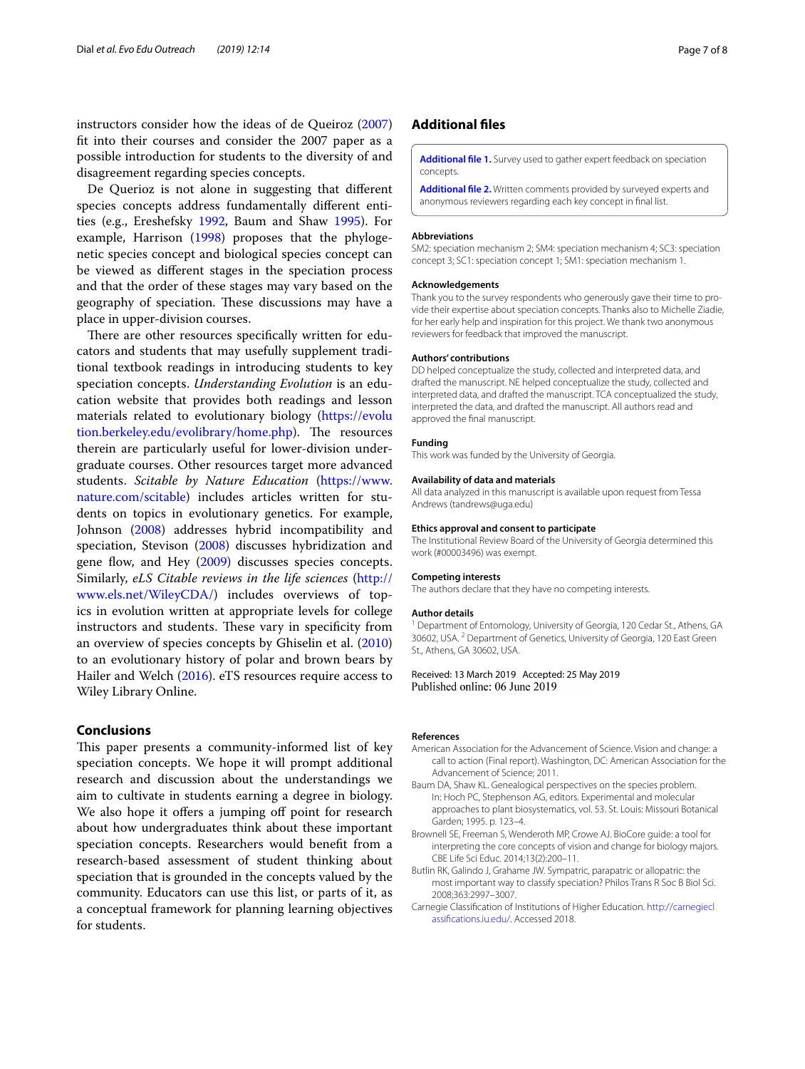instructors consider how the ideas of de Queiroz (2007) fit into their courses and consider the 2007 paper as a possible introduction for students to the diversity of and disagreement regarding species concepts.

De Querioz is not alone in suggesting that different species concepts address fundamentally different entities (e.g., Ereshefsky 1992, Baum and Shaw 1995). For example, Harrison (1998) proposes that the phylogenetic species concept and biological species concept can be viewed as different stages in the speciation process and that the order of these stages may vary based on the geography of speciation. These discussions may have a place in upper-division courses.

There are other resources specifically written for educators and students that may usefully supplement traditional textbook readings in introducing students to key speciation concepts. *Understanding Evolution* is an education website that provides both readings and lesson materials related to evolutionary biology (https://evolution.berkeley.edu/evolibrary/home.php). The resources therein are particularly useful for lower-division undergraduate courses. Other resources target more advanced students. *Scitable by Nature Education* (https://www.nature.com/scitable) includes articles written for students on topics in evolutionary genetics. For example, Johnson (2008) addresses hybrid incompatibility and speciation, Stevison (2008) discusses hybridization and gene flow, and Hey (2009) discusses species concepts. Similarly, *eLS Citable reviews in the life sciences* (http://www.els.net/WileyCDA/) includes overviews of topics in evolution written at appropriate levels for college instructors and students. These vary in specificity from an overview of species concepts by Ghiselin et al. (2010) to an evolutionary history of polar and brown bears by Hailer and Welch (2016). eTS resources require access to Wiley Library Online.

## Conclusions

This paper presents a community-informed list of key speciation concepts. We hope it will prompt additional research and discussion about the understandings we aim to cultivate in students earning a degree in biology. We also hope it offers a jumping off point for research about how undergraduates think about these important speciation concepts. Researchers would benefit from a research-based assessment of student thinking about speciation that is grounded in the concepts valued by the community. Educators can use this list, or parts of it, as a conceptual framework for planning learning objectives for students.

## Additional files

**Additional file 1.** Survey used to gather expert feedback on speciation concepts.

**Additional file 2.** Written comments provided by surveyed experts and anonymous reviewers regarding each key concept in final list.

### Abbreviations

SM2: speciation mechanism 2; SM4: speciation mechanism 4; SC3: speciation concept 3; SC1: speciation concept 1; SM1: speciation mechanism 1.

### Acknowledgements

Thank you to the survey respondents who generously gave their time to provide their expertise about speciation concepts. Thanks also to Michelle Ziadie, for her early help and inspiration for this project. We thank two anonymous reviewers for feedback that improved the manuscript.

### Authors' contributions

DD helped conceptualize the study, collected and interpreted data, and drafted the manuscript. NE helped conceptualize the study, collected and interpreted data, and drafted the manuscript. TCA conceptualized the study, interpreted the data, and drafted the manuscript. All authors read and approved the final manuscript.

### Funding

This work was funded by the University of Georgia.

### Availability of data and materials

All data analyzed in this manuscript is available upon request from Tessa Andrews (tandrews@uga.edu)

### Ethics approval and consent to participate

The Institutional Review Board of the University of Georgia determined this work (#00003496) was exempt.

### Competing interests

The authors declare that they have no competing interests.

### Author details

[1] Department of Entomology, University of Georgia, 120 Cedar St., Athens, GA 30602, USA. [2] Department of Genetics, University of Georgia, 120 East Green St., Athens, GA 30602, USA.

Received: 13 March 2019 Accepted: 25 May 2019
Published online: 06 June 2019

### References

- American Association for the Advancement of Science. Vision and change: a call to action (Final report). Washington, DC: American Association for the Advancement of Science; 2011.
- Baum DA, Shaw KL. Genealogical perspectives on the species problem. In: Hoch PC, Stephenson AG, editors. Experimental and molecular approaches to plant biosystematics, vol. 53. St. Louis: Missouri Botanical Garden; 1995. p. 123–4.
- Brownell SE, Freeman S, Wenderoth MP, Crowe AJ. BioCore guide: a tool for interpreting the core concepts of vision and change for biology majors. CBE Life Sci Educ. 2014;13(2):200–11.
- Butlin RK, Galindo J, Grahame JW. Sympatric, parapatric or allopatric: the most important way to classify speciation? Philos Trans R Soc B Biol Sci. 2008;363:2997–3007.
- Carnegie Classification of Institutions of Higher Education. http://carnegieclassifications.iu.edu/. Accessed 2018.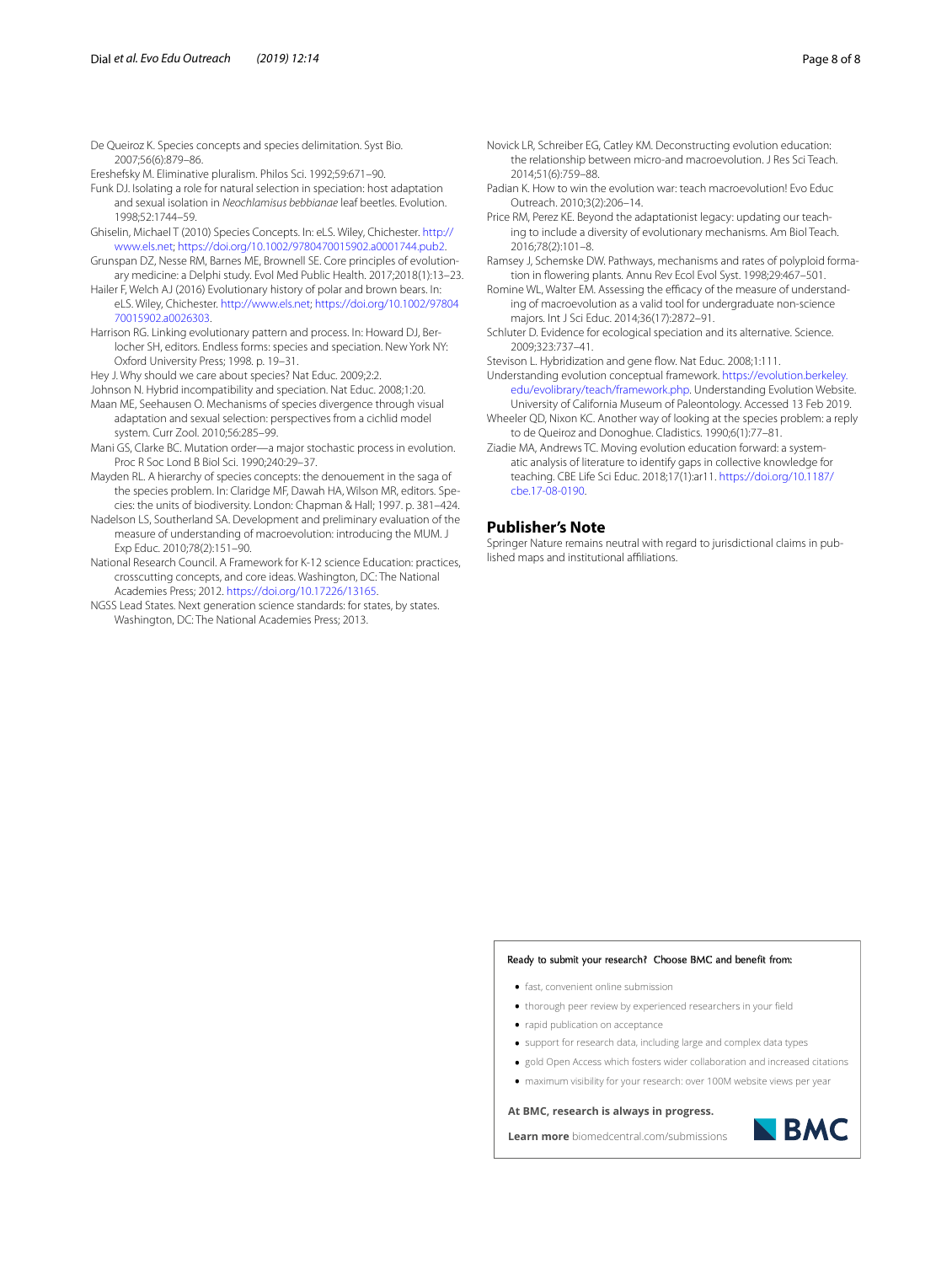De Queiroz K. Species concepts and species delimitation. Syst Bio. 2007;56(6):879–86.

Ereshefsky M. Eliminative pluralism. Philos Sci. 1992;59:671–90.

Funk DJ. Isolating a role for natural selection in speciation: host adaptation and sexual isolation in *Neochlamisus bebbianae* leaf beetles. Evolution. 1998;52:1744–59.

Ghiselin, Michael T (2010) Species Concepts. In: eLS. Wiley, Chichester. http://www.els.net; https://doi.org/10.1002/9780470015902.a0001744.pub2.

Grunspan DZ, Nesse RM, Barnes ME, Brownell SE. Core principles of evolutionary medicine: a Delphi study. Evol Med Public Health. 2017;2018(1):13–23.

Hailer F, Welch AJ (2016) Evolutionary history of polar and brown bears. In: eLS. Wiley, Chichester. http://www.els.net; https://doi.org/10.1002/9780470015902.a0026303.

Harrison RG. Linking evolutionary pattern and process. In: Howard DJ, Berlocher SH, editors. Endless forms: species and speciation. New York NY: Oxford University Press; 1998. p. 19–31.

Hey J. Why should we care about species? Nat Educ. 2009;2:2.

Johnson N. Hybrid incompatibility and speciation. Nat Educ. 2008;1:20.

Maan ME, Seehausen O. Mechanisms of species divergence through visual adaptation and sexual selection: perspectives from a cichlid model system. Curr Zool. 2010;56:285–99.

Mani GS, Clarke BC. Mutation order—a major stochastic process in evolution. Proc R Soc Lond B Biol Sci. 1990;240:29–37.

Mayden RL. A hierarchy of species concepts: the denouement in the saga of the species problem. In: Claridge MF, Dawah HA, Wilson MR, editors. Species: the units of biodiversity. London: Chapman & Hall; 1997. p. 381–424.

Nadelson LS, Southerland SA. Development and preliminary evaluation of the measure of understanding of macroevolution: introducing the MUM. J Exp Educ. 2010;78(2):151–90.

National Research Council. A Framework for K-12 science Education: practices, crosscutting concepts, and core ideas. Washington, DC: The National Academies Press; 2012. https://doi.org/10.17226/13165.

NGSS Lead States. Next generation science standards: for states, by states. Washington, DC: The National Academies Press; 2013.

Novick LR, Schreiber EG, Catley KM. Deconstructing evolution education: the relationship between micro-and macroevolution. J Res Sci Teach. 2014;51(6):759–88.

Padian K. How to win the evolution war: teach macroevolution! Evo Educ Outreach. 2010;3(2):206–14.

Price RM, Perez KE. Beyond the adaptationist legacy: updating our teaching to include a diversity of evolutionary mechanisms. Am Biol Teach. 2016;78(2):101–8.

Ramsey J, Schemske DW. Pathways, mechanisms and rates of polyploid formation in flowering plants. Annu Rev Ecol Evol Syst. 1998;29:467–501.

Romine WL, Walter EM. Assessing the efficacy of the measure of understanding of macroevolution as a valid tool for undergraduate non-science majors. Int J Sci Educ. 2014;36(17):2872–91.

Schluter D. Evidence for ecological speciation and its alternative. Science. 2009;323:737–41.

Stevison L. Hybridization and gene flow. Nat Educ. 2008;1:111.

Understanding evolution conceptual framework. https://evolution.berkeley.edu/evolibrary/teach/framework.php. Understanding Evolution Website. University of California Museum of Paleontology. Accessed 13 Feb 2019.

Wheeler QD, Nixon KC. Another way of looking at the species problem: a reply to de Queiroz and Donoghue. Cladistics. 1990;6(1):77–81.

Ziadie MA, Andrews TC. Moving evolution education forward: a systematic analysis of literature to identify gaps in collective knowledge for teaching. CBE Life Sci Educ. 2018;17(1):ar11. https://doi.org/10.1187/cbe.17-08-0190.

## Publisher's Note

Springer Nature remains neutral with regard to jurisdictional claims in published maps and institutional affiliations.

Ready to submit your research? Choose BMC and benefit from:

- fast, convenient online submission
- thorough peer review by experienced researchers in your field
- rapid publication on acceptance
- support for research data, including large and complex data types
- gold Open Access which fosters wider collaboration and increased citations
- maximum visibility for your research: over 100M website views per year

**At BMC, research is always in progress.**

**Learn more** biomedcentral.com/submissions